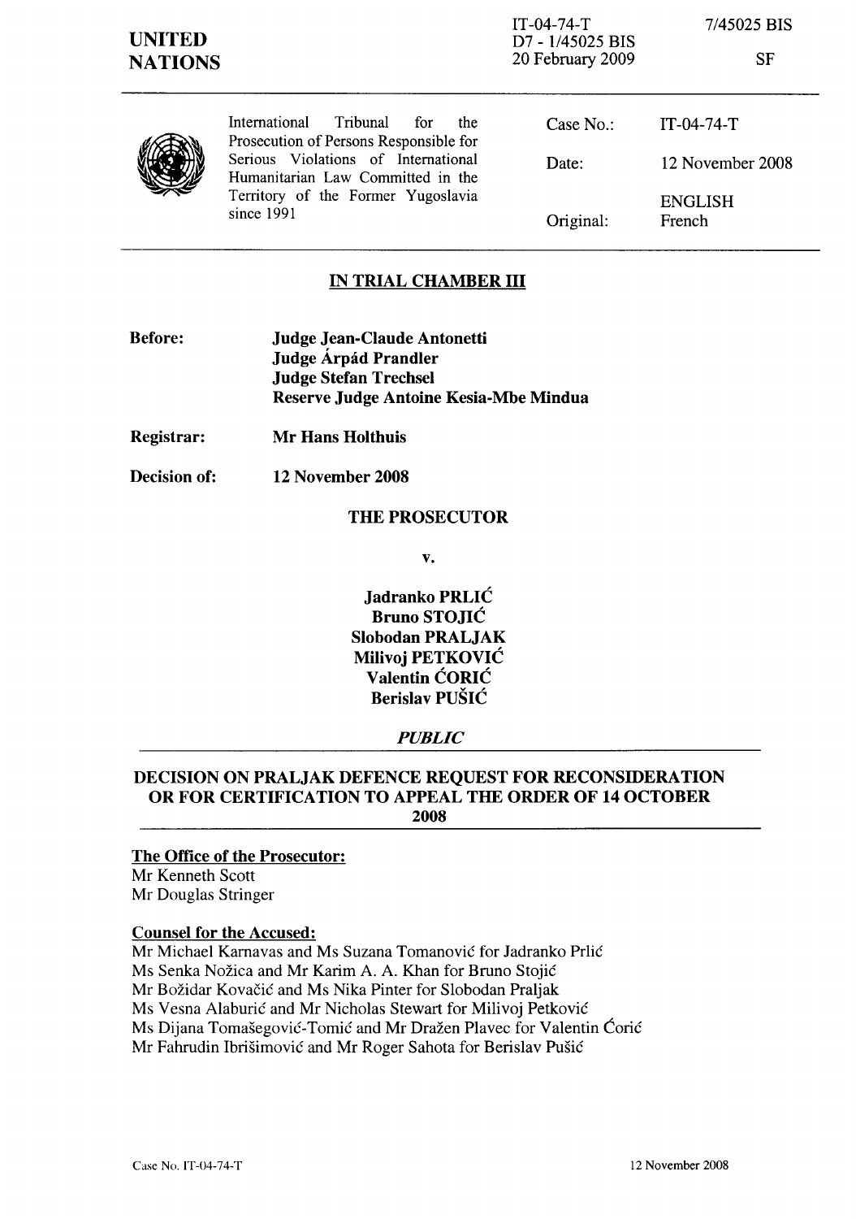**UNITED NATIONS**

IT-04-74-T
D7 - 1/45025 BIS
20 February 2009

7/45025 BIS

SF

International Tribunal for the Prosecution of Persons Responsible for Serious Violations of International Humanitarian Law Committed in the Territory of the Former Yugoslavia since 1991

| | |
|---|---|
| Case No.: | IT-04-74-T |
| Date: | 12 November 2008 |
| | ENGLISH |
| Original: | French |

## IN TRIAL CHAMBER III

**Before:** **Judge Jean-Claude Antonetti**
**Judge Árpád Prandler**
**Judge Stefan Trechsel**
**Reserve Judge Antoine Kesia-Mbe Mindua**

**Registrar:** **Mr Hans Holthuis**

**Decision of:** **12 November 2008**

**THE PROSECUTOR**

**v.**

**Jadranko PRLIĆ**
**Bruno STOJIĆ**
**Slobodan PRALJAK**
**Milivoj PETKOVIĆ**
**Valentin ĆORIĆ**
**Berislav PUŠIĆ**

***PUBLIC***

## DECISION ON PRALJAK DEFENCE REQUEST FOR RECONSIDERATION OR FOR CERTIFICATION TO APPEAL THE ORDER OF 14 OCTOBER 2008

**The Office of the Prosecutor:**
Mr Kenneth Scott
Mr Douglas Stringer

**Counsel for the Accused:**
Mr Michael Karnavas and Ms Suzana Tomanović for Jadranko Prlić
Ms Senka Nožica and Mr Karim A. A. Khan for Bruno Stojić
Mr Božidar Kovačić and Ms Nika Pinter for Slobodan Praljak
Ms Vesna Alaburić and Mr Nicholas Stewart for Milivoj Petković
Ms Dijana Tomašegović-Tomić and Mr Dražen Plavec for Valentin Ćorić
Mr Fahrudin Ibrišimović and Mr Roger Sahota for Berislav Pušić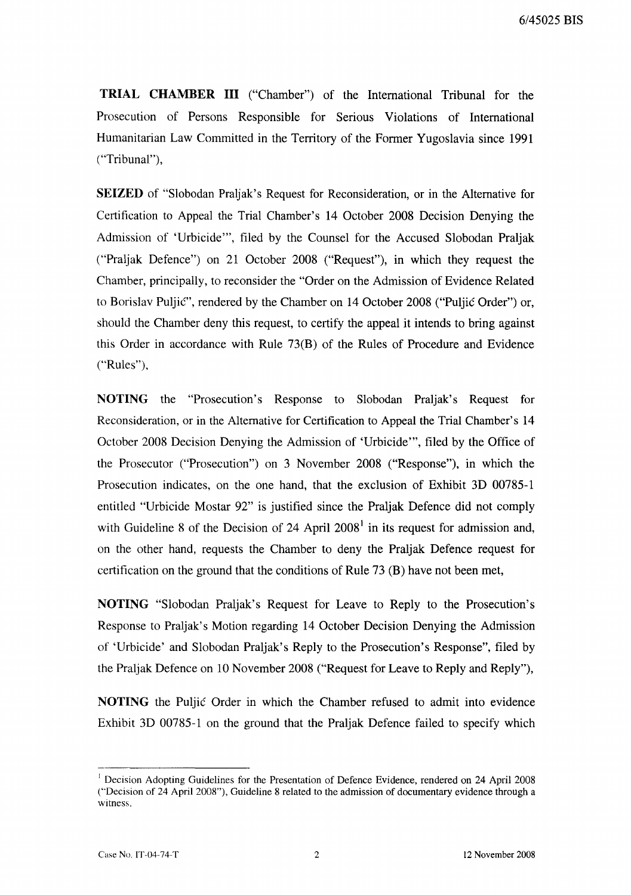**TRIAL CHAMBER III** ("Chamber") of the International Tribunal for the Prosecution of Persons Responsible for Serious Violations of International Humanitarian Law Committed in the Territory of the Former Yugoslavia since 1991 ("Tribunal"),

**SEIZED** of "Slobodan Praljak's Request for Reconsideration, or in the Alternative for Certification to Appeal the Trial Chamber's 14 October 2008 Decision Denying the Admission of 'Urbicide'", filed by the Counsel for the Accused Slobodan Praljak ("Praljak Defence") on 21 October 2008 ("Request"), in which they request the Chamber, principally, to reconsider the "Order on the Admission of Evidence Related to Borislav Puljić", rendered by the Chamber on 14 October 2008 ("Puljić Order") or, should the Chamber deny this request, to certify the appeal it intends to bring against this Order in accordance with Rule 73(B) of the Rules of Procedure and Evidence ("Rules"),

**NOTING** the "Prosecution's Response to Slobodan Praljak's Request for Reconsideration, or in the Alternative for Certification to Appeal the Trial Chamber's 14 October 2008 Decision Denying the Admission of 'Urbicide'", filed by the Office of the Prosecutor ("Prosecution") on 3 November 2008 ("Response"), in which the Prosecution indicates, on the one hand, that the exclusion of Exhibit 3D 00785-1 entitled "Urbicide Mostar 92" is justified since the Praljak Defence did not comply with Guideline 8 of the Decision of 24 April 2008[1] in its request for admission and, on the other hand, requests the Chamber to deny the Praljak Defence request for certification on the ground that the conditions of Rule 73 (B) have not been met,

**NOTING** "Slobodan Praljak's Request for Leave to Reply to the Prosecution's Response to Praljak's Motion regarding 14 October Decision Denying the Admission of 'Urbicide' and Slobodan Praljak's Reply to the Prosecution's Response", filed by the Praljak Defence on 10 November 2008 ("Request for Leave to Reply and Reply"),

**NOTING** the Puljić Order in which the Chamber refused to admit into evidence Exhibit 3D 00785-1 on the ground that the Praljak Defence failed to specify which

---

[1] Decision Adopting Guidelines for the Presentation of Defence Evidence, rendered on 24 April 2008 ("Decision of 24 April 2008"), Guideline 8 related to the admission of documentary evidence through a witness.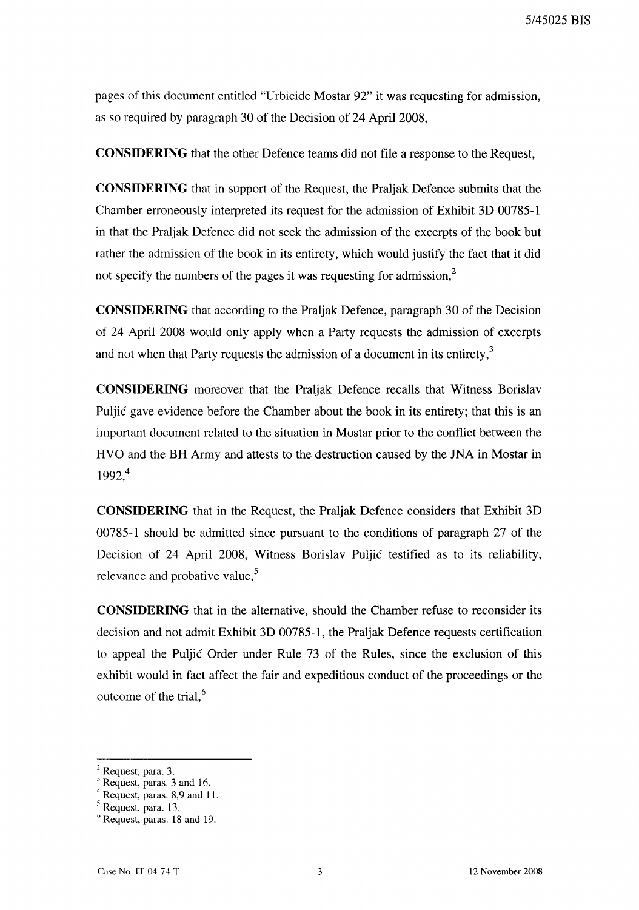pages of this document entitled "Urbicide Mostar 92" it was requesting for admission, as so required by paragraph 30 of the Decision of 24 April 2008,

**CONSIDERING** that the other Defence teams did not file a response to the Request,

**CONSIDERING** that in support of the Request, the Praljak Defence submits that the Chamber erroneously interpreted its request for the admission of Exhibit 3D 00785-1 in that the Praljak Defence did not seek the admission of the excerpts of the book but rather the admission of the book in its entirety, which would justify the fact that it did not specify the numbers of the pages it was requesting for admission,[2]

**CONSIDERING** that according to the Praljak Defence, paragraph 30 of the Decision of 24 April 2008 would only apply when a Party requests the admission of excerpts and not when that Party requests the admission of a document in its entirety,[3]

**CONSIDERING** moreover that the Praljak Defence recalls that Witness Borislav Puljić gave evidence before the Chamber about the book in its entirety; that this is an important document related to the situation in Mostar prior to the conflict between the HVO and the BH Army and attests to the destruction caused by the JNA in Mostar in 1992,[4]

**CONSIDERING** that in the Request, the Praljak Defence considers that Exhibit 3D 00785-1 should be admitted since pursuant to the conditions of paragraph 27 of the Decision of 24 April 2008, Witness Borislav Puljić testified as to its reliability, relevance and probative value,[5]

**CONSIDERING** that in the alternative, should the Chamber refuse to reconsider its decision and not admit Exhibit 3D 00785-1, the Praljak Defence requests certification to appeal the Puljić Order under Rule 73 of the Rules, since the exclusion of this exhibit would in fact affect the fair and expeditious conduct of the proceedings or the outcome of the trial,[6]

---

[2] Request, para. 3.
[3] Request, paras. 3 and 16.
[4] Request, paras. 8,9 and 11.
[5] Request, para. 13.
[6] Request, paras. 18 and 19.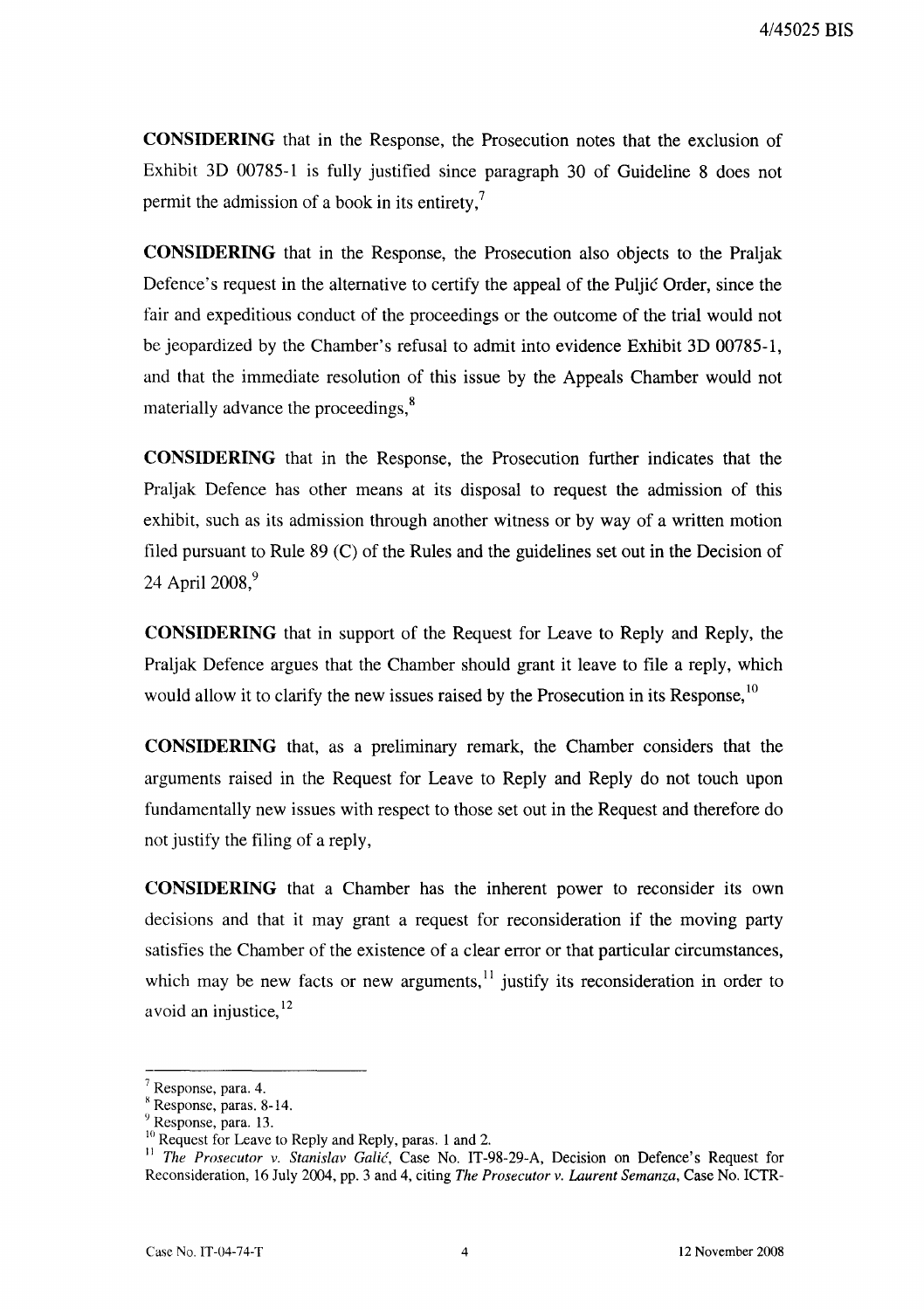**CONSIDERING** that in the Response, the Prosecution notes that the exclusion of Exhibit 3D 00785-1 is fully justified since paragraph 30 of Guideline 8 does not permit the admission of a book in its entirety,[7]

**CONSIDERING** that in the Response, the Prosecution also objects to the Praljak Defence's request in the alternative to certify the appeal of the Puljić Order, since the fair and expeditious conduct of the proceedings or the outcome of the trial would not be jeopardized by the Chamber's refusal to admit into evidence Exhibit 3D 00785-1, and that the immediate resolution of this issue by the Appeals Chamber would not materially advance the proceedings,[8]

**CONSIDERING** that in the Response, the Prosecution further indicates that the Praljak Defence has other means at its disposal to request the admission of this exhibit, such as its admission through another witness or by way of a written motion filed pursuant to Rule 89 (C) of the Rules and the guidelines set out in the Decision of 24 April 2008,[9]

**CONSIDERING** that in support of the Request for Leave to Reply and Reply, the Praljak Defence argues that the Chamber should grant it leave to file a reply, which would allow it to clarify the new issues raised by the Prosecution in its Response,[10]

**CONSIDERING** that, as a preliminary remark, the Chamber considers that the arguments raised in the Request for Leave to Reply and Reply do not touch upon fundamentally new issues with respect to those set out in the Request and therefore do not justify the filing of a reply,

**CONSIDERING** that a Chamber has the inherent power to reconsider its own decisions and that it may grant a request for reconsideration if the moving party satisfies the Chamber of the existence of a clear error or that particular circumstances, which may be new facts or new arguments,[11] justify its reconsideration in order to avoid an injustice,[12]

---

[7] Response, para. 4.

[8] Response, paras. 8-14.

[9] Response, para. 13.

[10] Request for Leave to Reply and Reply, paras. 1 and 2.

[11] *The Prosecutor v. Stanislav Galić*, Case No. IT-98-29-A, Decision on Defence's Request for Reconsideration, 16 July 2004, pp. 3 and 4, citing *The Prosecutor v. Laurent Semanza*, Case No. ICTR-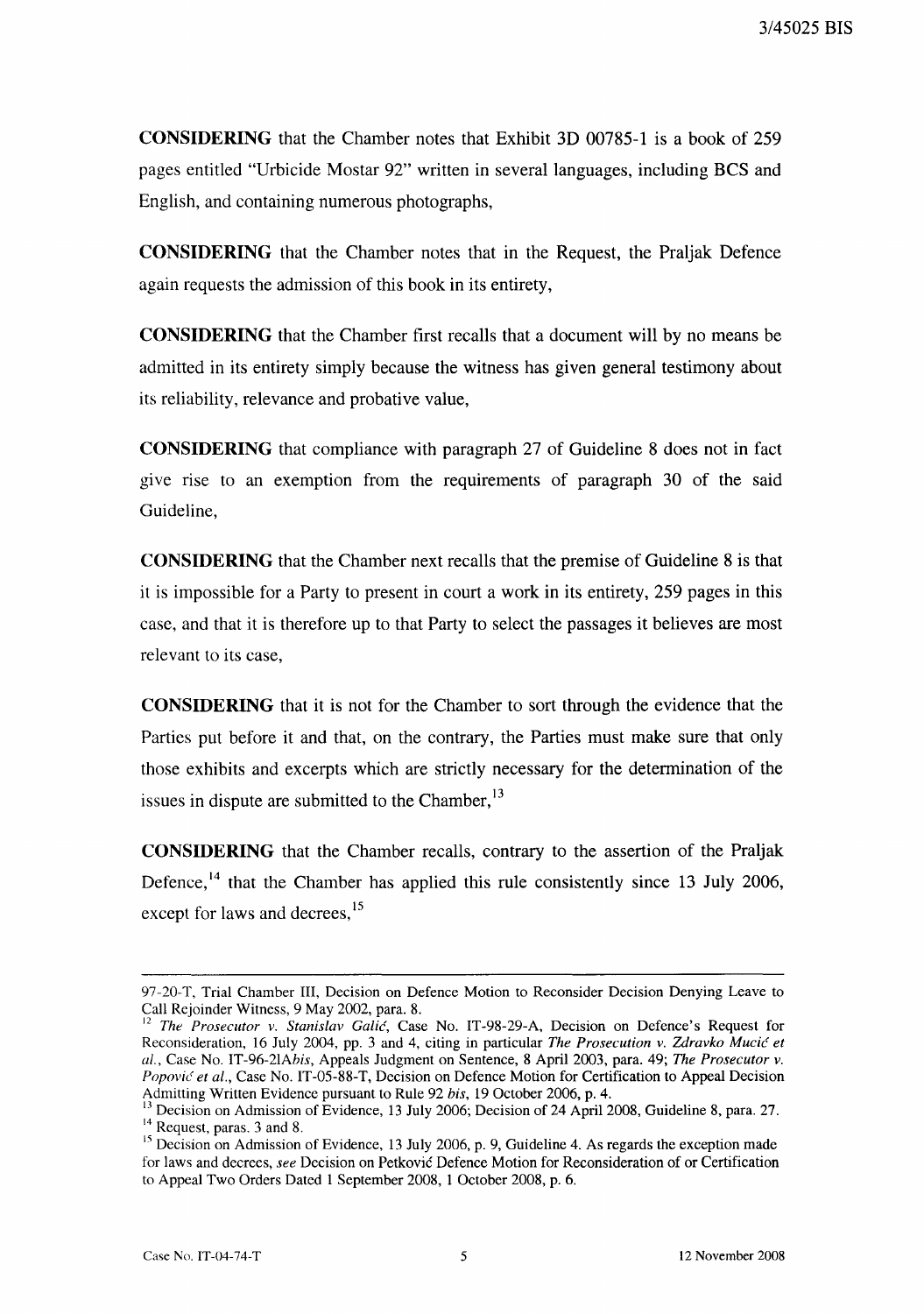**CONSIDERING** that the Chamber notes that Exhibit 3D 00785-1 is a book of 259 pages entitled "Urbicide Mostar 92" written in several languages, including BCS and English, and containing numerous photographs,

**CONSIDERING** that the Chamber notes that in the Request, the Praljak Defence again requests the admission of this book in its entirety,

**CONSIDERING** that the Chamber first recalls that a document will by no means be admitted in its entirety simply because the witness has given general testimony about its reliability, relevance and probative value,

**CONSIDERING** that compliance with paragraph 27 of Guideline 8 does not in fact give rise to an exemption from the requirements of paragraph 30 of the said Guideline,

**CONSIDERING** that the Chamber next recalls that the premise of Guideline 8 is that it is impossible for a Party to present in court a work in its entirety, 259 pages in this case, and that it is therefore up to that Party to select the passages it believes are most relevant to its case,

**CONSIDERING** that it is not for the Chamber to sort through the evidence that the Parties put before it and that, on the contrary, the Parties must make sure that only those exhibits and excerpts which are strictly necessary for the determination of the issues in dispute are submitted to the Chamber,[13]

**CONSIDERING** that the Chamber recalls, contrary to the assertion of the Praljak Defence,[14] that the Chamber has applied this rule consistently since 13 July 2006, except for laws and decrees,[15]

---

97-20-T, Trial Chamber III, Decision on Defence Motion to Reconsider Decision Denying Leave to Call Rejoinder Witness, 9 May 2002, para. 8.

[12] *The Prosecutor v. Stanislav Galić*, Case No. IT-98-29-A, Decision on Defence's Request for Reconsideration, 16 July 2004, pp. 3 and 4, citing in particular *The Prosecution v. Zdravko Mucić et al.*, Case No. IT-96-21A*bis*, Appeals Judgment on Sentence, 8 April 2003, para. 49; *The Prosecutor v. Popović et al.*, Case No. IT-05-88-T, Decision on Defence Motion for Certification to Appeal Decision Admitting Written Evidence pursuant to Rule 92 *bis*, 19 October 2006, p. 4.

[13] Decision on Admission of Evidence, 13 July 2006; Decision of 24 April 2008, Guideline 8, para. 27.

[14] Request, paras. 3 and 8.

[15] Decision on Admission of Evidence, 13 July 2006, p. 9, Guideline 4. As regards the exception made for laws and decrees, *see* Decision on Petković Defence Motion for Reconsideration of or Certification to Appeal Two Orders Dated 1 September 2008, 1 October 2008, p. 6.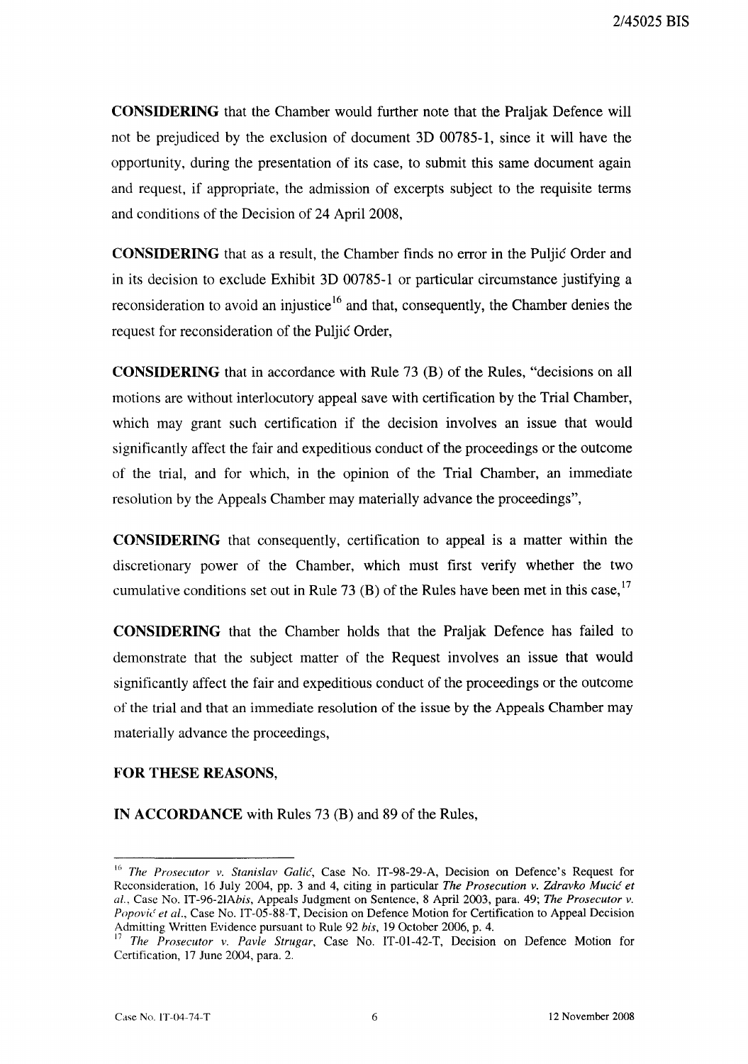**CONSIDERING** that the Chamber would further note that the Praljak Defence will not be prejudiced by the exclusion of document 3D 00785-1, since it will have the opportunity, during the presentation of its case, to submit this same document again and request, if appropriate, the admission of excerpts subject to the requisite terms and conditions of the Decision of 24 April 2008,

**CONSIDERING** that as a result, the Chamber finds no error in the Puljić Order and in its decision to exclude Exhibit 3D 00785-1 or particular circumstance justifying a reconsideration to avoid an injustice[16] and that, consequently, the Chamber denies the request for reconsideration of the Puljić Order,

**CONSIDERING** that in accordance with Rule 73 (B) of the Rules, "decisions on all motions are without interlocutory appeal save with certification by the Trial Chamber, which may grant such certification if the decision involves an issue that would significantly affect the fair and expeditious conduct of the proceedings or the outcome of the trial, and for which, in the opinion of the Trial Chamber, an immediate resolution by the Appeals Chamber may materially advance the proceedings",

**CONSIDERING** that consequently, certification to appeal is a matter within the discretionary power of the Chamber, which must first verify whether the two cumulative conditions set out in Rule 73 (B) of the Rules have been met in this case,[17]

**CONSIDERING** that the Chamber holds that the Praljak Defence has failed to demonstrate that the subject matter of the Request involves an issue that would significantly affect the fair and expeditious conduct of the proceedings or the outcome of the trial and that an immediate resolution of the issue by the Appeals Chamber may materially advance the proceedings,

**FOR THESE REASONS,**

**IN ACCORDANCE** with Rules 73 (B) and 89 of the Rules,

---

[16] *The Prosecutor v. Stanislav Galić*, Case No. IT-98-29-A, Decision on Defence's Request for Reconsideration, 16 July 2004, pp. 3 and 4, citing in particular *The Prosecution v. Zdravko Mucić et al.*, Case No. IT-96-21A*bis*, Appeals Judgment on Sentence, 8 April 2003, para. 49; *The Prosecutor v. Popović et al.*, Case No. IT-05-88-T, Decision on Defence Motion for Certification to Appeal Decision Admitting Written Evidence pursuant to Rule 92 *bis*, 19 October 2006, p. 4.

[17] *The Prosecutor v. Pavle Strugar*, Case No. IT-01-42-T, Decision on Defence Motion for Certification, 17 June 2004, para. 2.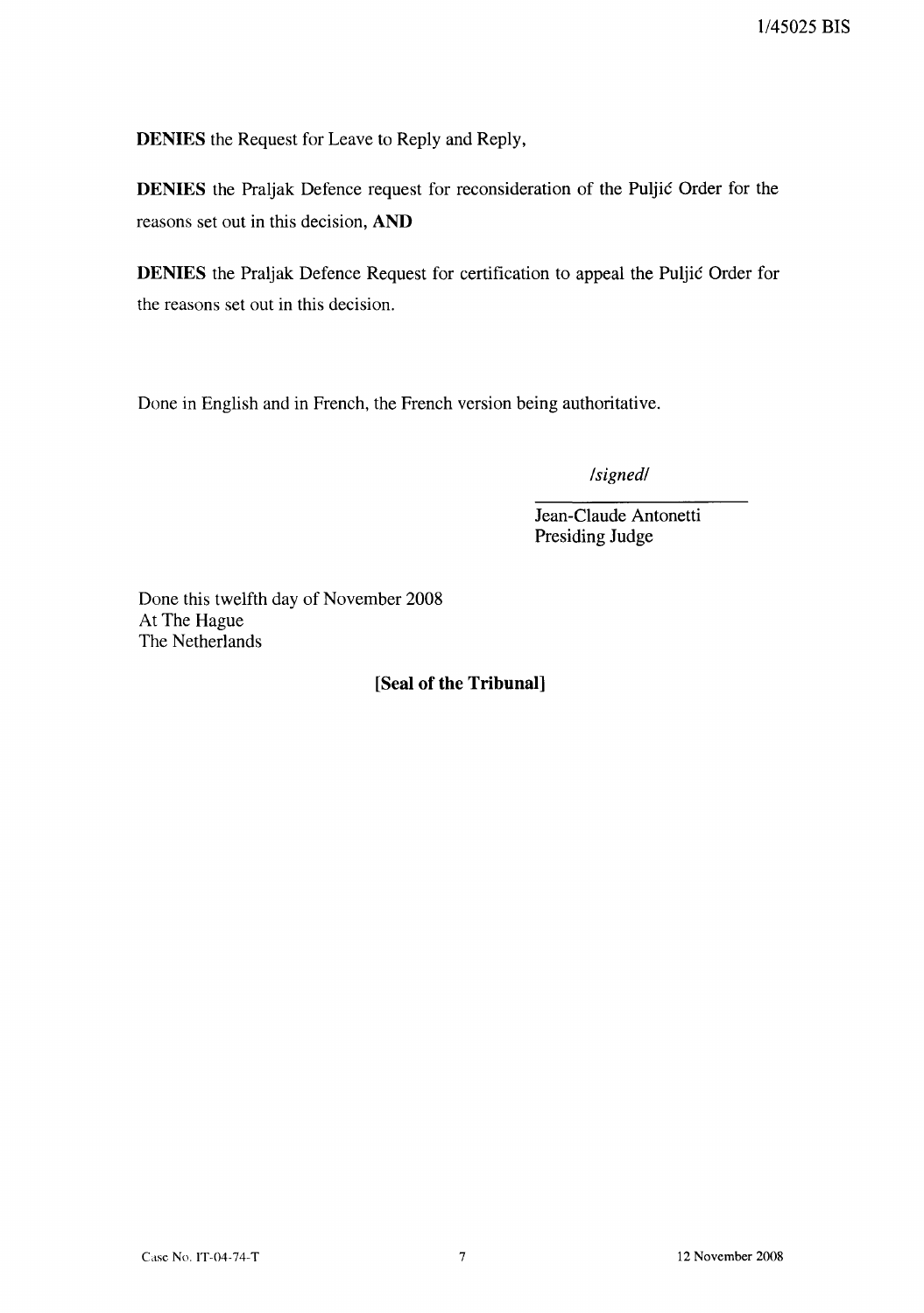**DENIES** the Request for Leave to Reply and Reply,

**DENIES** the Praljak Defence request for reconsideration of the Puljić Order for the reasons set out in this decision, **AND**

**DENIES** the Praljak Defence Request for certification to appeal the Puljić Order for the reasons set out in this decision.

Done in English and in French, the French version being authoritative.

*/signed/*

Jean-Claude Antonetti
Presiding Judge

Done this twelfth day of November 2008
At The Hague
The Netherlands

**[Seal of the Tribunal]**